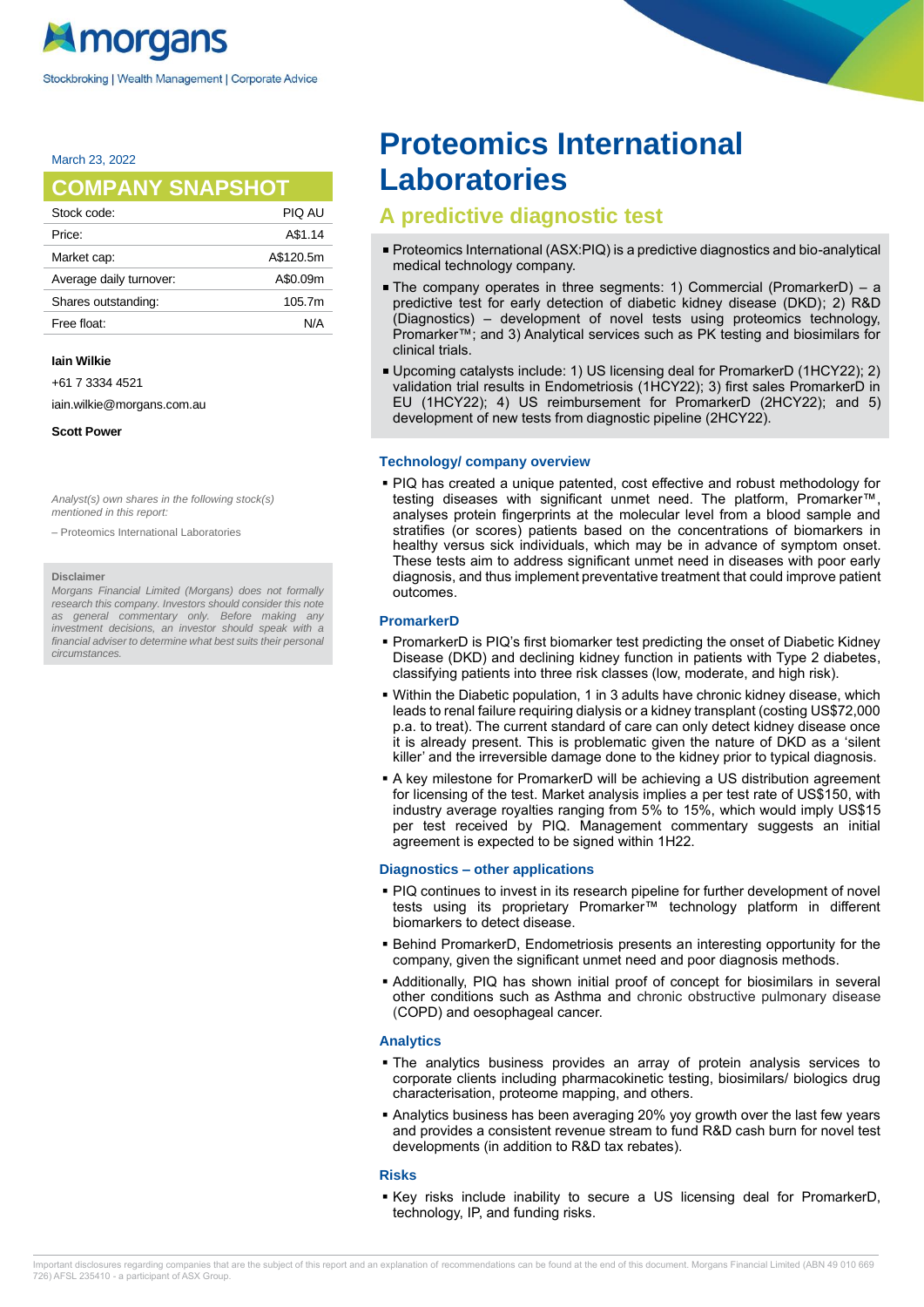March 23, 2022

## COMPANY SNAPSHOT

| Stock code: | PIQ AU |
|---|---|
| Price: | A$1.14 |
| Market cap: | A$120.5m |
| Average daily turnover: | A$0.09m |
| Shares outstanding: | 105.7m |
| Free float: | N/A |

**Iain Wilkie**

+61 7 3334 4521

iain.wilkie@morgans.com.au

**Scott Power**

*Analyst(s) own shares in the following stock(s) mentioned in this report:*

– Proteomics International Laboratories

**Disclaimer**

*Morgans Financial Limited (Morgans) does not formally research this company. Investors should consider this note as general commentary only. Before making any investment decisions, an investor should speak with a financial adviser to determine what best suits their personal circumstances.*

# Proteomics International Laboratories

## A predictive diagnostic test

- Proteomics International (ASX:PIQ) is a predictive diagnostics and bio-analytical medical technology company.
- The company operates in three segments: 1) Commercial (PromarkerD) – a predictive test for early detection of diabetic kidney disease (DKD); 2) R&D (Diagnostics) – development of novel tests using proteomics technology, Promarker™; and 3) Analytical services such as PK testing and biosimilars for clinical trials.
- Upcoming catalysts include: 1) US licensing deal for PromarkerD (1HCY22); 2) validation trial results in Endometriosis (1HCY22); 3) first sales PromarkerD in EU (1HCY22); 4) US reimbursement for PromarkerD (2HCY22); and 5) development of new tests from diagnostic pipeline (2HCY22).

### Technology/ company overview

- PIQ has created a unique patented, cost effective and robust methodology for testing diseases with significant unmet need. The platform, Promarker™, analyses protein fingerprints at the molecular level from a blood sample and stratifies (or scores) patients based on the concentrations of biomarkers in healthy versus sick individuals, which may be in advance of symptom onset. These tests aim to address significant unmet need in diseases with poor early diagnosis, and thus implement preventative treatment that could improve patient outcomes.

### PromarkerD

- PromarkerD is PIQ's first biomarker test predicting the onset of Diabetic Kidney Disease (DKD) and declining kidney function in patients with Type 2 diabetes, classifying patients into three risk classes (low, moderate, and high risk).
- Within the Diabetic population, 1 in 3 adults have chronic kidney disease, which leads to renal failure requiring dialysis or a kidney transplant (costing US$72,000 p.a. to treat). The current standard of care can only detect kidney disease once it is already present. This is problematic given the nature of DKD as a 'silent killer' and the irreversible damage done to the kidney prior to typical diagnosis.
- A key milestone for PromarkerD will be achieving a US distribution agreement for licensing of the test. Market analysis implies a per test rate of US$150, with industry average royalties ranging from 5% to 15%, which would imply US$15 per test received by PIQ. Management commentary suggests an initial agreement is expected to be signed within 1H22.

### Diagnostics – other applications

- PIQ continues to invest in its research pipeline for further development of novel tests using its proprietary Promarker™ technology platform in different biomarkers to detect disease.
- Behind PromarkerD, Endometriosis presents an interesting opportunity for the company, given the significant unmet need and poor diagnosis methods.
- Additionally, PIQ has shown initial proof of concept for biosimilars in several other conditions such as Asthma and chronic obstructive pulmonary disease (COPD) and oesophageal cancer.

### Analytics

- The analytics business provides an array of protein analysis services to corporate clients including pharmacokinetic testing, biosimilars/ biologics drug characterisation, proteome mapping, and others.
- Analytics business has been averaging 20% yoy growth over the last few years and provides a consistent revenue stream to fund R&D cash burn for novel test developments (in addition to R&D tax rebates).

### Risks

- Key risks include inability to secure a US licensing deal for PromarkerD, technology, IP, and funding risks.

Important disclosures regarding companies that are the subject of this report and an explanation of recommendations can be found at the end of this document. Morgans Financial Limited (ABN 49 010 669 726) AFSL 235410 - a participant of ASX Group.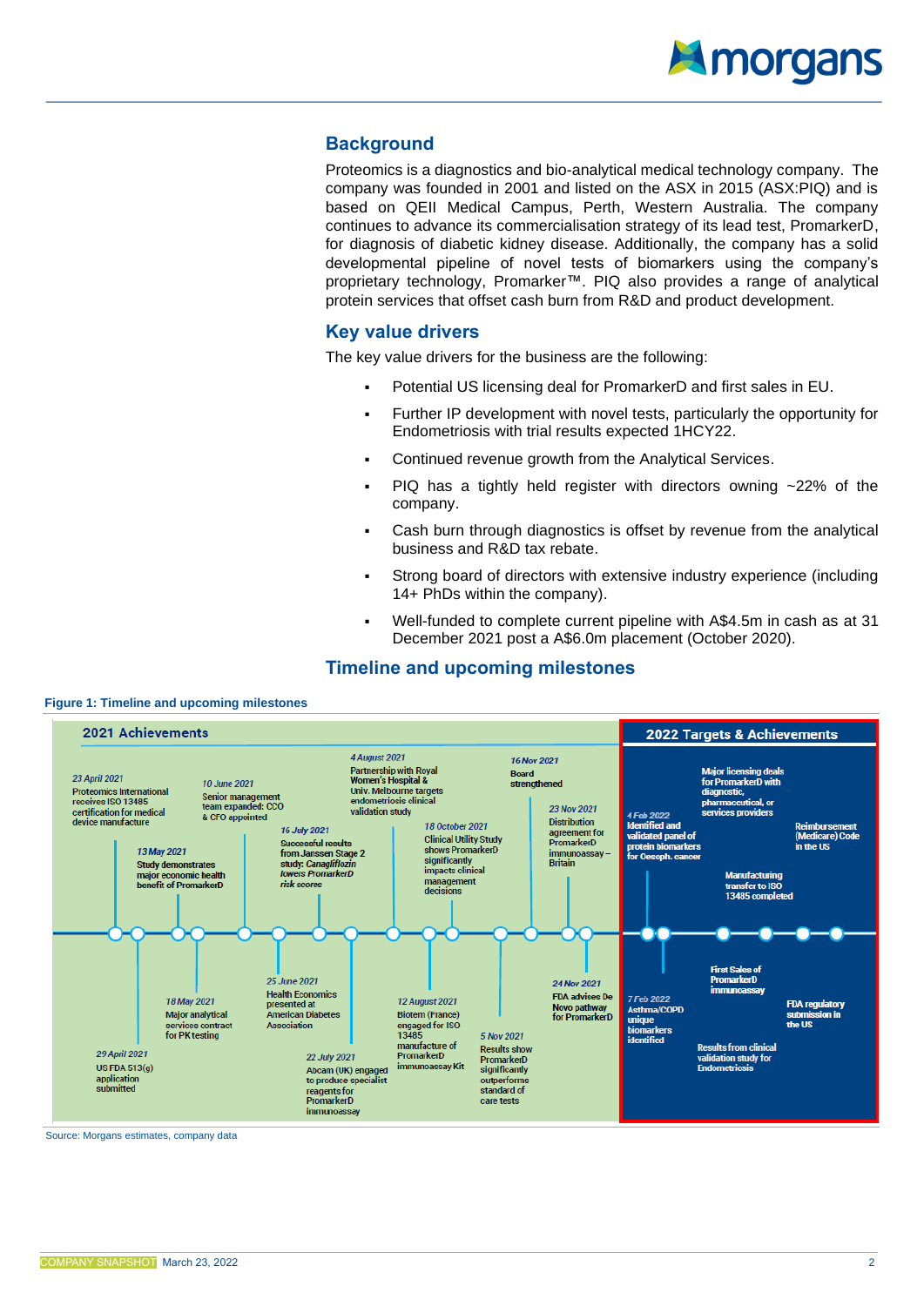## Background

Proteomics is a diagnostics and bio-analytical medical technology company. The company was founded in 2001 and listed on the ASX in 2015 (ASX:PIQ) and is based on QEII Medical Campus, Perth, Western Australia. The company continues to advance its commercialisation strategy of its lead test, PromarkerD, for diagnosis of diabetic kidney disease. Additionally, the company has a solid developmental pipeline of novel tests of biomarkers using the company's proprietary technology, Promarker™. PIQ also provides a range of analytical protein services that offset cash burn from R&D and product development.

## Key value drivers

The key value drivers for the business are the following:

- Potential US licensing deal for PromarkerD and first sales in EU.
- Further IP development with novel tests, particularly the opportunity for Endometriosis with trial results expected 1HCY22.
- Continued revenue growth from the Analytical Services.
- PIQ has a tightly held register with directors owning ~22% of the company.
- Cash burn through diagnostics is offset by revenue from the analytical business and R&D tax rebate.
- Strong board of directors with extensive industry experience (including 14+ PhDs within the company).
- Well-funded to complete current pipeline with A$4.5m in cash as at 31 December 2021 post a A$6.0m placement (October 2020).

## Timeline and upcoming milestones

**Figure 1: Timeline and upcoming milestones**

**2021 Achievements**

- *23 April 2021* – Proteomics International receives ISO 13485 certification for medical device manufacture
- *29 April 2021* – US FDA 513(g) application submitted
- *13 May 2021* – Study demonstrates major economic health benefit of PromarkerD
- *18 May 2021* – Major analytical services contract for PK testing
- *10 June 2021* – Senior management team expanded: CCO & CFO appointed
- *25 June 2021* – Health Economics presented at American Diabetes Association
- *16 July 2021* – Successful results from Janssen Stage 2 study: *Canagliflozin lowers PromarkerD risk scores*
- *22 July 2021* – Abcam (UK) engaged to produce specialist reagents for PromarkerD immunoassay
- *4 August 2021* – Partnership with Royal Women's Hospital & Univ. Melbourne targets endometriosis clinical validation study
- *12 August 2021* – Biotem (France) engaged for ISO 13485 manufacture of PromarkerD immunoassay Kit
- *18 October 2021* – Clinical Utility Study shows PromarkerD significantly impacts clinical management decisions
- *5 Nov 2021* – Results show PromarkerD significantly outperforms standard of care tests
- *16 Nov 2021* – Board strengthened
- *23 Nov 2021* – Distribution agreement for PromarkerD immunoassay – Britain
- *24 Nov 2021* – FDA advises De Novo pathway for PromarkerD

**2022 Targets & Achievements**

- *4 Feb 2022* – Identified and validated panel of protein biomarkers for Oesoph. cancer
- *7 Feb 2022* – Asthma/COPD unique biomarkers identified
- Major licensing deals for PromarkerD with diagnostic, pharmaceutical, or services providers
- First Sales of PromarkerD immunoassay
- Manufacturing transfer to ISO 13485 completed
- Results from clinical validation study for Endometriosis
- FDA regulatory submission in the US
- Reimbursement (Medicare) Code in the US

Source: Morgans estimates, company data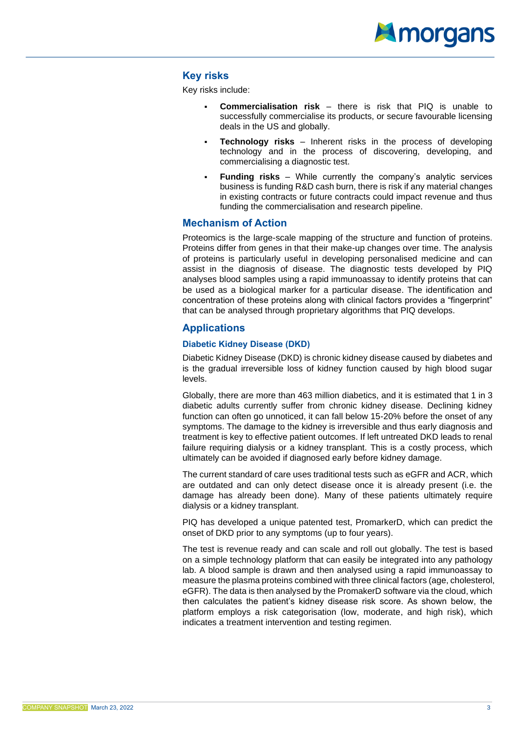## Key risks

Key risks include:

- **Commercialisation risk** – there is risk that PIQ is unable to successfully commercialise its products, or secure favourable licensing deals in the US and globally.
- **Technology risks** – Inherent risks in the process of developing technology and in the process of discovering, developing, and commercialising a diagnostic test.
- **Funding risks** – While currently the company's analytic services business is funding R&D cash burn, there is risk if any material changes in existing contracts or future contracts could impact revenue and thus funding the commercialisation and research pipeline.

## Mechanism of Action

Proteomics is the large-scale mapping of the structure and function of proteins. Proteins differ from genes in that their make-up changes over time. The analysis of proteins is particularly useful in developing personalised medicine and can assist in the diagnosis of disease. The diagnostic tests developed by PIQ analyses blood samples using a rapid immunoassay to identify proteins that can be used as a biological marker for a particular disease. The identification and concentration of these proteins along with clinical factors provides a "fingerprint" that can be analysed through proprietary algorithms that PIQ develops.

## Applications

### Diabetic Kidney Disease (DKD)

Diabetic Kidney Disease (DKD) is chronic kidney disease caused by diabetes and is the gradual irreversible loss of kidney function caused by high blood sugar levels.

Globally, there are more than 463 million diabetics, and it is estimated that 1 in 3 diabetic adults currently suffer from chronic kidney disease. Declining kidney function can often go unnoticed, it can fall below 15-20% before the onset of any symptoms. The damage to the kidney is irreversible and thus early diagnosis and treatment is key to effective patient outcomes. If left untreated DKD leads to renal failure requiring dialysis or a kidney transplant. This is a costly process, which ultimately can be avoided if diagnosed early before kidney damage.

The current standard of care uses traditional tests such as eGFR and ACR, which are outdated and can only detect disease once it is already present (i.e. the damage has already been done). Many of these patients ultimately require dialysis or a kidney transplant.

PIQ has developed a unique patented test, PromarkerD, which can predict the onset of DKD prior to any symptoms (up to four years).

The test is revenue ready and can scale and roll out globally. The test is based on a simple technology platform that can easily be integrated into any pathology lab. A blood sample is drawn and then analysed using a rapid immunoassay to measure the plasma proteins combined with three clinical factors (age, cholesterol, eGFR). The data is then analysed by the PromakerD software via the cloud, which then calculates the patient's kidney disease risk score. As shown below, the platform employs a risk categorisation (low, moderate, and high risk), which indicates a treatment intervention and testing regimen.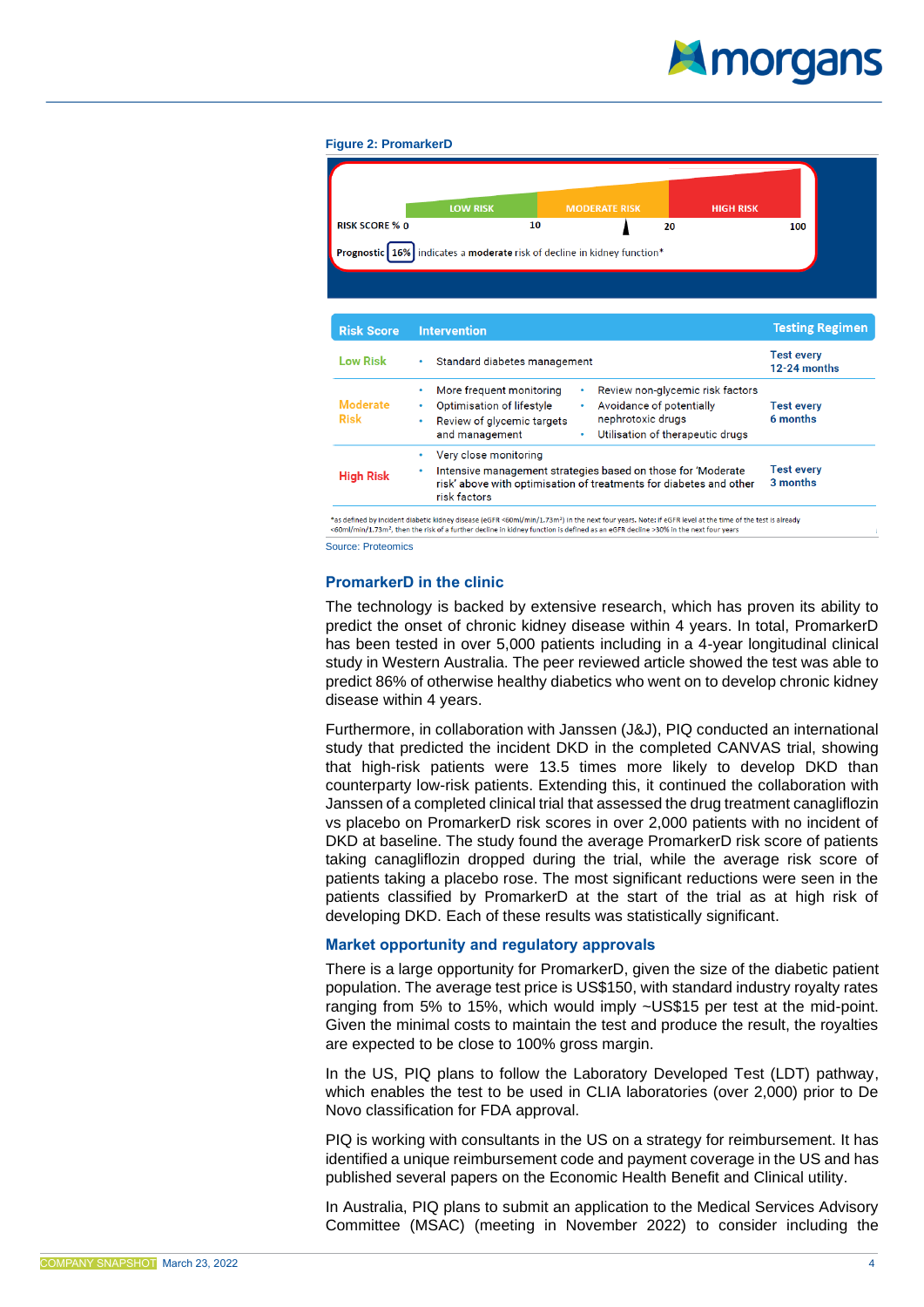**Figure 2: PromarkerD**

LOW RISK | MODERATE RISK | HIGH RISK

RISK SCORE % 0 — 10 — 20 — 100

Prognostic 16% indicates a **moderate** risk of decline in kidney function*

| Risk Score | Intervention | Testing Regimen |
|---|---|---|
| Low Risk | • Standard diabetes management | Test every 12-24 months |
| Moderate Risk | • More frequent monitoring • Optimisation of lifestyle • Review of glycemic targets and management • Review non-glycemic risk factors • Avoidance of potentially nephrotoxic drugs • Utilisation of therapeutic drugs | Test every 6 months |
| High Risk | • Very close monitoring • Intensive management strategies based on those for 'Moderate risk' above with optimisation of treatments for diabetes and other risk factors | Test every 3 months |

*as defined by incident diabetic kidney disease (eGFR <60ml/min/1.73m²) in the next four years. Note: If eGFR level at the time of the test is already <60ml/min/1.73m², then the risk of a further decline in kidney function is defined as an eGFR decline >30% in the next four years

Source: Proteomics

## PromarkerD in the clinic

The technology is backed by extensive research, which has proven its ability to predict the onset of chronic kidney disease within 4 years. In total, PromarkerD has been tested in over 5,000 patients including in a 4-year longitudinal clinical study in Western Australia. The peer reviewed article showed the test was able to predict 86% of otherwise healthy diabetics who went on to develop chronic kidney disease within 4 years.

Furthermore, in collaboration with Janssen (J&J), PIQ conducted an international study that predicted the incident DKD in the completed CANVAS trial, showing that high-risk patients were 13.5 times more likely to develop DKD than counterparty low-risk patients. Extending this, it continued the collaboration with Janssen of a completed clinical trial that assessed the drug treatment canagliflozin vs placebo on PromarkerD risk scores in over 2,000 patients with no incident of DKD at baseline. The study found the average PromarkerD risk score of patients taking canagliflozin dropped during the trial, while the average risk score of patients taking a placebo rose. The most significant reductions were seen in the patients classified by PromarkerD at the start of the trial as at high risk of developing DKD. Each of these results was statistically significant.

## Market opportunity and regulatory approvals

There is a large opportunity for PromarkerD, given the size of the diabetic patient population. The average test price is US$150, with standard industry royalty rates ranging from 5% to 15%, which would imply ~US$15 per test at the mid-point. Given the minimal costs to maintain the test and produce the result, the royalties are expected to be close to 100% gross margin.

In the US, PIQ plans to follow the Laboratory Developed Test (LDT) pathway, which enables the test to be used in CLIA laboratories (over 2,000) prior to De Novo classification for FDA approval.

PIQ is working with consultants in the US on a strategy for reimbursement. It has identified a unique reimbursement code and payment coverage in the US and has published several papers on the Economic Health Benefit and Clinical utility.

In Australia, PIQ plans to submit an application to the Medical Services Advisory Committee (MSAC) (meeting in November 2022) to consider including the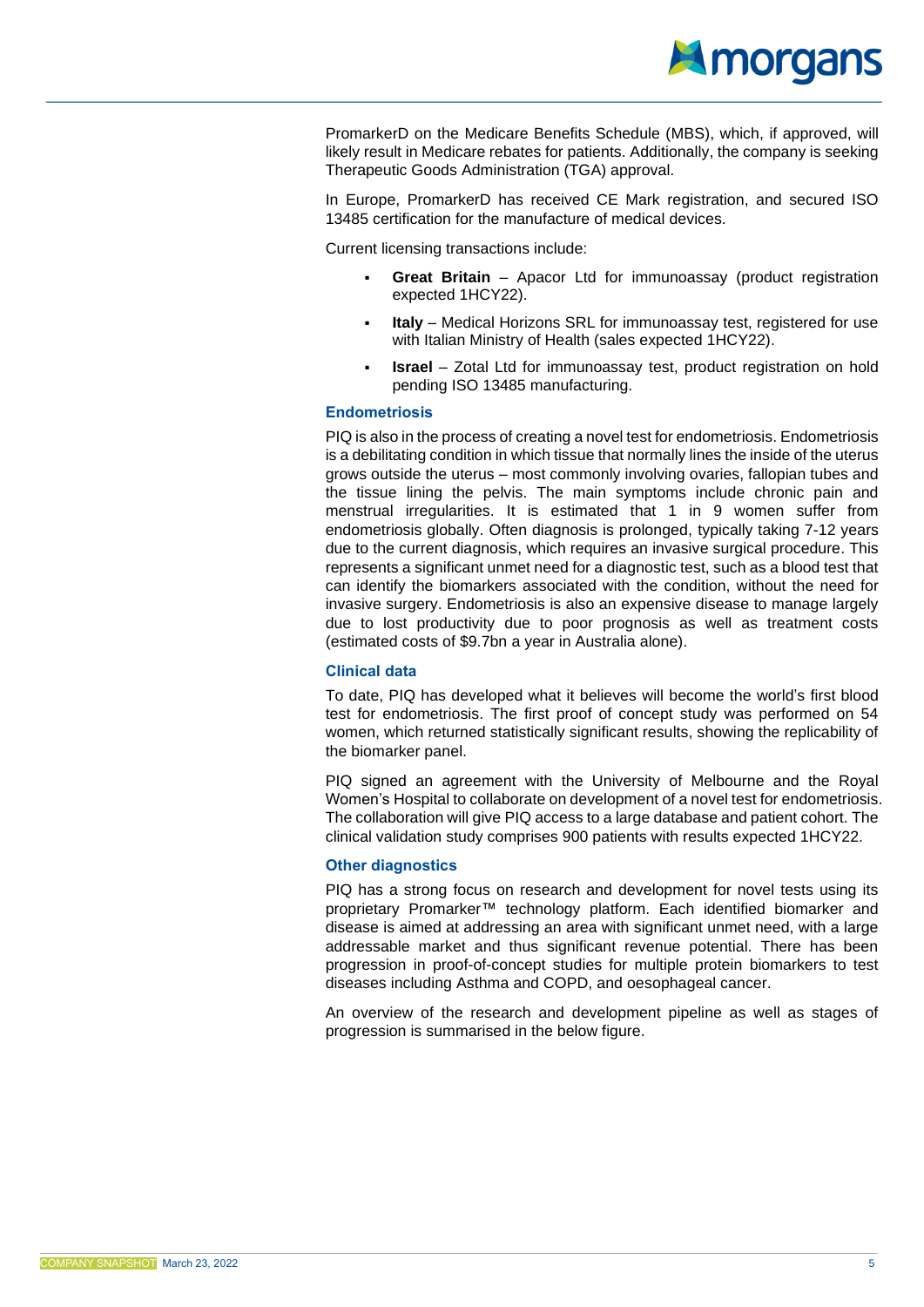PromarkerD on the Medicare Benefits Schedule (MBS), which, if approved, will likely result in Medicare rebates for patients. Additionally, the company is seeking Therapeutic Goods Administration (TGA) approval.

In Europe, PromarkerD has received CE Mark registration, and secured ISO 13485 certification for the manufacture of medical devices.

Current licensing transactions include:

- **Great Britain** – Apacor Ltd for immunoassay (product registration expected 1HCY22).
- **Italy** – Medical Horizons SRL for immunoassay test, registered for use with Italian Ministry of Health (sales expected 1HCY22).
- **Israel** – Zotal Ltd for immunoassay test, product registration on hold pending ISO 13485 manufacturing.

### Endometriosis

PIQ is also in the process of creating a novel test for endometriosis. Endometriosis is a debilitating condition in which tissue that normally lines the inside of the uterus grows outside the uterus – most commonly involving ovaries, fallopian tubes and the tissue lining the pelvis. The main symptoms include chronic pain and menstrual irregularities. It is estimated that 1 in 9 women suffer from endometriosis globally. Often diagnosis is prolonged, typically taking 7-12 years due to the current diagnosis, which requires an invasive surgical procedure. This represents a significant unmet need for a diagnostic test, such as a blood test that can identify the biomarkers associated with the condition, without the need for invasive surgery. Endometriosis is also an expensive disease to manage largely due to lost productivity due to poor prognosis as well as treatment costs (estimated costs of $9.7bn a year in Australia alone).

### Clinical data

To date, PIQ has developed what it believes will become the world's first blood test for endometriosis. The first proof of concept study was performed on 54 women, which returned statistically significant results, showing the replicability of the biomarker panel.

PIQ signed an agreement with the University of Melbourne and the Royal Women's Hospital to collaborate on development of a novel test for endometriosis. The collaboration will give PIQ access to a large database and patient cohort. The clinical validation study comprises 900 patients with results expected 1HCY22.

### Other diagnostics

PIQ has a strong focus on research and development for novel tests using its proprietary Promarker™ technology platform. Each identified biomarker and disease is aimed at addressing an area with significant unmet need, with a large addressable market and thus significant revenue potential. There has been progression in proof-of-concept studies for multiple protein biomarkers to test diseases including Asthma and COPD, and oesophageal cancer.

An overview of the research and development pipeline as well as stages of progression is summarised in the below figure.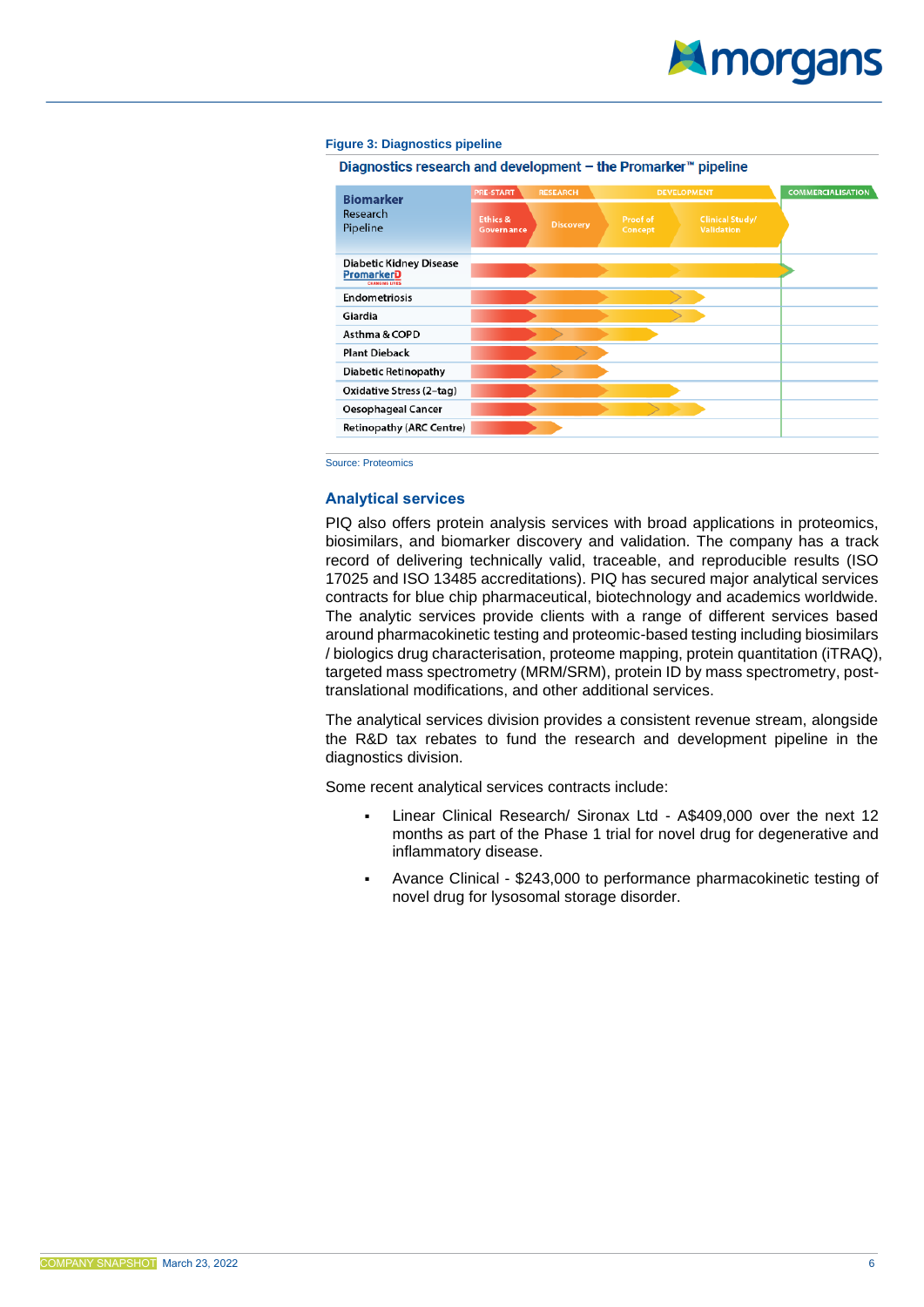**Figure 3: Diagnostics pipeline**

Diagnostics research and development – the Promarker™ pipeline

| Biomarker Research Pipeline | PRE-START: Ethics & Governance | RESEARCH: Discovery | DEVELOPMENT: Proof of Concept | DEVELOPMENT: Clinical Study/ Validation | COMMERCIALISATION |
|---|---|---|---|---|---|
| Diabetic Kidney Disease PromarkerD | | | | | |
| Endometriosis | | | | | |
| Giardia | | | | | |
| Asthma & COPD | | | | | |
| Plant Dieback | | | | | |
| Diabetic Retinopathy | | | | | |
| Oxidative Stress (2-tag) | | | | | |
| Oesophageal Cancer | | | | | |
| Retinopathy (ARC Centre) | | | | | |

Source: Proteomics

## Analytical services

PIQ also offers protein analysis services with broad applications in proteomics, biosimilars, and biomarker discovery and validation. The company has a track record of delivering technically valid, traceable, and reproducible results (ISO 17025 and ISO 13485 accreditations). PIQ has secured major analytical services contracts for blue chip pharmaceutical, biotechnology and academics worldwide. The analytic services provide clients with a range of different services based around pharmacokinetic testing and proteomic-based testing including biosimilars / biologics drug characterisation, proteome mapping, protein quantitation (iTRAQ), targeted mass spectrometry (MRM/SRM), protein ID by mass spectrometry, post-translational modifications, and other additional services.

The analytical services division provides a consistent revenue stream, alongside the R&D tax rebates to fund the research and development pipeline in the diagnostics division.

Some recent analytical services contracts include:

- Linear Clinical Research/ Sironax Ltd - A$409,000 over the next 12 months as part of the Phase 1 trial for novel drug for degenerative and inflammatory disease.
- Avance Clinical - $243,000 to performance pharmacokinetic testing of novel drug for lysosomal storage disorder.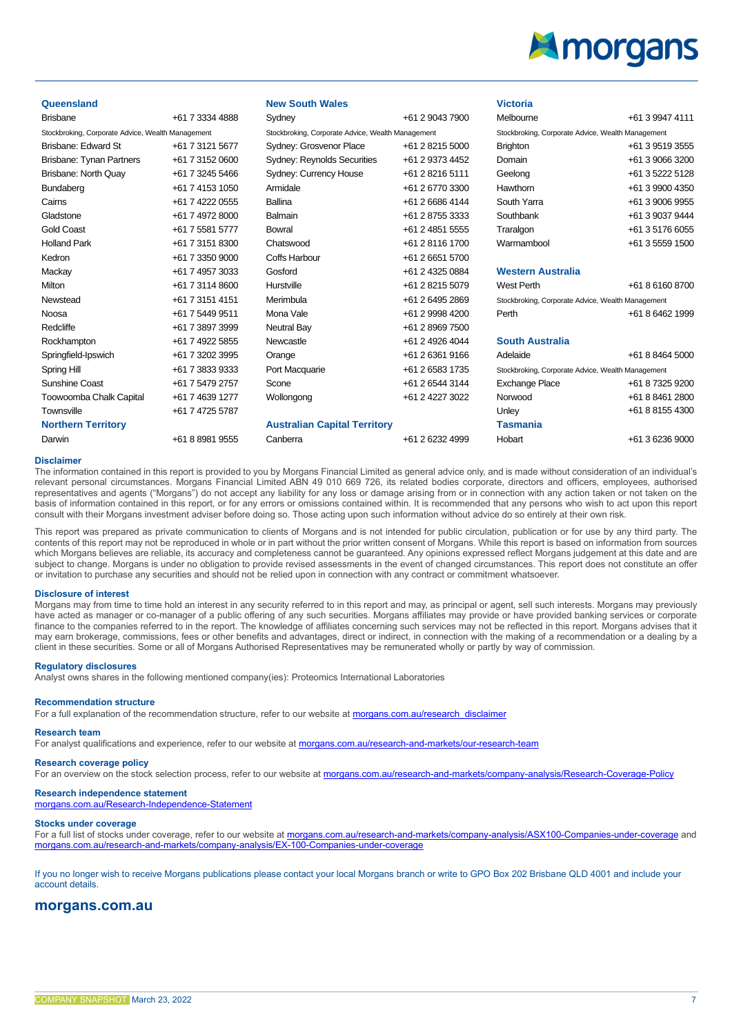### Queensland

| | |
|---|---|
| Brisbane | +61 7 3334 4888 |
| Stockbroking, Corporate Advice, Wealth Management | |
| Brisbane: Edward St | +61 7 3121 5677 |
| Brisbane: Tynan Partners | +61 7 3152 0600 |
| Brisbane: North Quay | +61 7 3245 5466 |
| Bundaberg | +61 7 4153 1050 |
| Cairns | +61 7 4222 0555 |
| Gladstone | +61 7 4972 8000 |
| Gold Coast | +61 7 5581 5777 |
| Holland Park | +61 7 3151 8300 |
| Kedron | +61 7 3350 9000 |
| Mackay | +61 7 4957 3033 |
| Milton | +61 7 3114 8600 |
| Newstead | +61 7 3151 4151 |
| Noosa | +61 7 5449 9511 |
| Redcliffe | +61 7 3897 3999 |
| Rockhampton | +61 7 4922 5855 |
| Springfield-Ipswich | +61 7 3202 3995 |
| Spring Hill | +61 7 3833 9333 |
| Sunshine Coast | +61 7 5479 2757 |
| Toowoomba Chalk Capital | +61 7 4639 1277 |
| Townsville | +61 7 4725 5787 |

### Northern Territory

| | |
|---|---|
| Darwin | +61 8 8981 9555 |

### New South Wales

| | |
|---|---|
| Sydney | +61 2 9043 7900 |
| Stockbroking, Corporate Advice, Wealth Management | |
| Sydney: Grosvenor Place | +61 2 8215 5000 |
| Sydney: Reynolds Securities | +61 2 9373 4452 |
| Sydney: Currency House | +61 2 8216 5111 |
| Armidale | +61 2 6770 3300 |
| Ballina | +61 2 6686 4144 |
| Balmain | +61 2 8755 3333 |
| Bowral | +61 2 4851 5555 |
| Chatswood | +61 2 8116 1700 |
| Coffs Harbour | +61 2 6651 5700 |
| Gosford | +61 2 4325 0884 |
| Hurstville | +61 2 8215 5079 |
| Merimbula | +61 2 6495 2869 |
| Mona Vale | +61 2 9998 4200 |
| Neutral Bay | +61 2 8969 7500 |
| Newcastle | +61 2 4926 4044 |
| Orange | +61 2 6361 9166 |
| Port Macquarie | +61 2 6583 1735 |
| Scone | +61 2 6544 3144 |
| Wollongong | +61 2 4227 3022 |

### Australian Capital Territory

| | |
|---|---|
| Canberra | +61 2 6232 4999 |

### Victoria

| | |
|---|---|
| Melbourne | +61 3 9947 4111 |
| Stockbroking, Corporate Advice, Wealth Management | |
| Brighton | +61 3 9519 3555 |
| Domain | +61 3 9066 3200 |
| Geelong | +61 3 5222 5128 |
| Hawthorn | +61 3 9900 4350 |
| South Yarra | +61 3 9006 9955 |
| Southbank | +61 3 9037 9444 |
| Traralgon | +61 3 5176 6055 |
| Warrnambool | +61 3 5559 1500 |

### Western Australia

| | |
|---|---|
| West Perth | +61 8 6160 8700 |
| Stockbroking, Corporate Advice, Wealth Management | |
| Perth | +61 8 6462 1999 |

### South Australia

| | |
|---|---|
| Adelaide | +61 8 8464 5000 |
| Stockbroking, Corporate Advice, Wealth Management | |
| Exchange Place | +61 8 7325 9200 |
| Norwood | +61 8 8461 2800 |
| Unley | +61 8 8155 4300 |

### Tasmania

| | |
|---|---|
| Hobart | +61 3 6236 9000 |

#### Disclaimer

The information contained in this report is provided to you by Morgans Financial Limited as general advice only, and is made without consideration of an individual's relevant personal circumstances. Morgans Financial Limited ABN 49 010 669 726, its related bodies corporate, directors and officers, employees, authorised representatives and agents ("Morgans") do not accept any liability for any loss or damage arising from or in connection with any action taken or not taken on the basis of information contained in this report, or for any errors or omissions contained within. It is recommended that any persons who wish to act upon this report consult with their Morgans investment adviser before doing so. Those acting upon such information without advice do so entirely at their own risk.

This report was prepared as private communication to clients of Morgans and is not intended for public circulation, publication or for use by any third party. The contents of this report may not be reproduced in whole or in part without the prior written consent of Morgans. While this report is based on information from sources which Morgans believes are reliable, its accuracy and completeness cannot be guaranteed. Any opinions expressed reflect Morgans judgement at this date and are subject to change. Morgans is under no obligation to provide revised assessments in the event of changed circumstances. This report does not constitute an offer or invitation to purchase any securities and should not be relied upon in connection with any contract or commitment whatsoever.

#### Disclosure of interest

Morgans may from time to time hold an interest in any security referred to in this report and may, as principal or agent, sell such interests. Morgans may previously have acted as manager or co-manager of a public offering of any such securities. Morgans affiliates may provide or have provided banking services or corporate finance to the companies referred to in the report. The knowledge of affiliates concerning such services may not be reflected in this report. Morgans advises that it may earn brokerage, commissions, fees or other benefits and advantages, direct or indirect, in connection with the making of a recommendation or a dealing by a client in these securities. Some or all of Morgans Authorised Representatives may be remunerated wholly or partly by way of commission.

#### Regulatory disclosures

Analyst owns shares in the following mentioned company(ies): Proteomics International Laboratories

#### Recommendation structure

For a full explanation of the recommendation structure, refer to our website at morgans.com.au/research_disclaimer

#### Research team

For analyst qualifications and experience, refer to our website at morgans.com.au/research-and-markets/our-research-team

#### Research coverage policy

For an overview on the stock selection process, refer to our website at morgans.com.au/research-and-markets/company-analysis/Research-Coverage-Policy

#### Research independence statement

morgans.com.au/Research-Independence-Statement

#### Stocks under coverage

For a full list of stocks under coverage, refer to our website at morgans.com.au/research-and-markets/company-analysis/ASX100-Companies-under-coverage and morgans.com.au/research-and-markets/company-analysis/EX-100-Companies-under-coverage

If you no longer wish to receive Morgans publications please contact your local Morgans branch or write to GPO Box 202 Brisbane QLD 4001 and include your account details.

## morgans.com.au